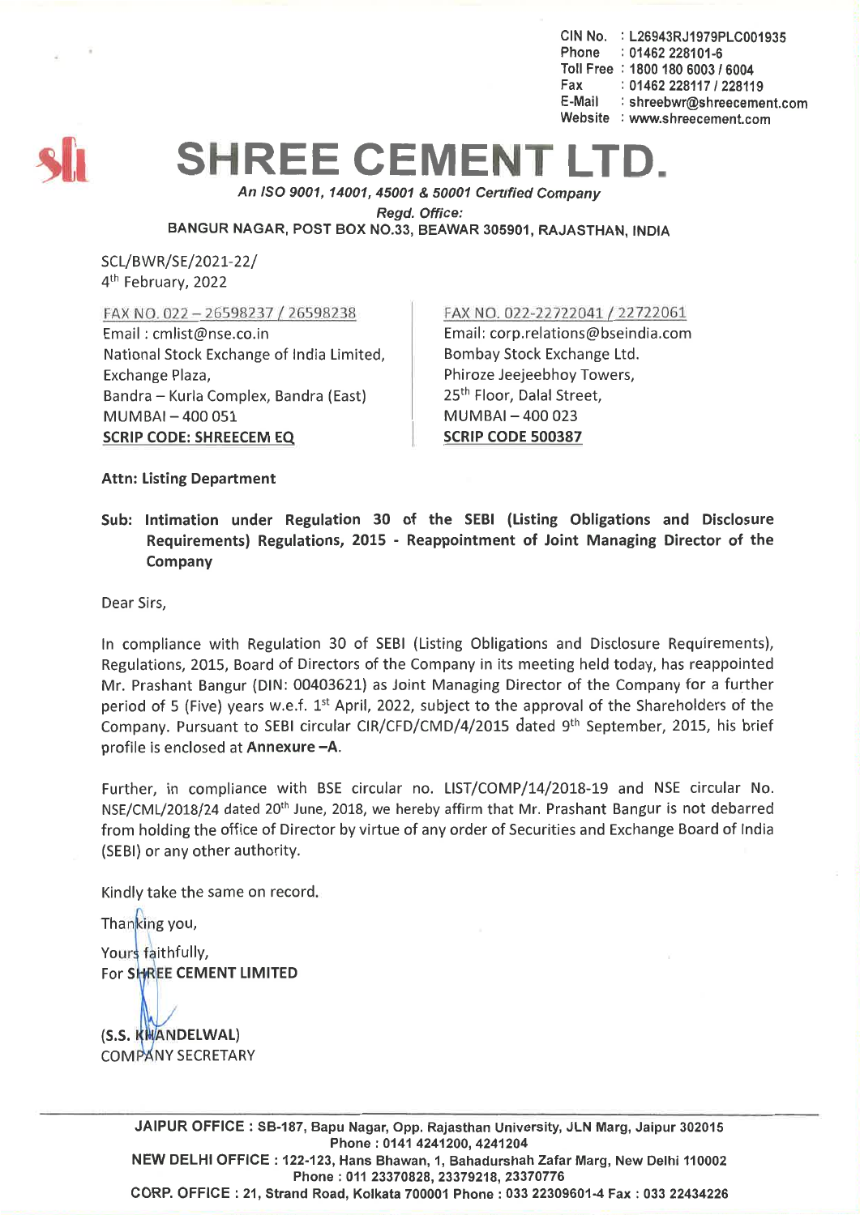CIN No. : L26943RJ1979PLC001935
Phone : 01462 228101-6
Toll Free : 1800 180 6003 / 6004
Fax : 01462 228117 / 228119
E-Mail : shreebwr@shreecement.com
Website : www.shreecement.com

# SHREE CEMENT LTD.

*An ISO 9001, 14001, 45001 & 50001 Certified Company*

*Regd. Office:*

BANGUR NAGAR, POST BOX NO.33, BEAWAR 305901, RAJASTHAN, INDIA

SCL/BWR/SE/2021-22/
4th February, 2022

FAX NO. 022 – 26598237 / 26598238
Email : cmlist@nse.co.in
National Stock Exchange of India Limited,
Exchange Plaza,
Bandra – Kurla Complex, Bandra (East)
MUMBAI – 400 051
**SCRIP CODE: SHREECEM EQ**

FAX NO. 022-22722041 / 22722061
Email: corp.relations@bseindia.com
Bombay Stock Exchange Ltd.
Phiroze Jeejeebhoy Towers,
25th Floor, Dalal Street,
MUMBAI – 400 023
**SCRIP CODE 500387**

**Attn: Listing Department**

**Sub: Intimation under Regulation 30 of the SEBI (Listing Obligations and Disclosure Requirements) Regulations, 2015 - Reappointment of Joint Managing Director of the Company**

Dear Sirs,

In compliance with Regulation 30 of SEBI (Listing Obligations and Disclosure Requirements), Regulations, 2015, Board of Directors of the Company in its meeting held today, has reappointed Mr. Prashant Bangur (DIN: 00403621) as Joint Managing Director of the Company for a further period of 5 (Five) years w.e.f. 1st April, 2022, subject to the approval of the Shareholders of the Company. Pursuant to SEBI circular CIR/CFD/CMD/4/2015 dated 9th September, 2015, his brief profile is enclosed at **Annexure –A**.

Further, in compliance with BSE circular no. LIST/COMP/14/2018-19 and NSE circular No. NSE/CML/2018/24 dated 20th June, 2018, we hereby affirm that Mr. Prashant Bangur is not debarred from holding the office of Director by virtue of any order of Securities and Exchange Board of India (SEBI) or any other authority.

Kindly take the same on record.

Thanking you,

Yours faithfully,
For **SHREE CEMENT LIMITED**

(S.S. KHANDELWAL)
COMPANY SECRETARY

JAIPUR OFFICE : SB-187, Bapu Nagar, Opp. Rajasthan University, JLN Marg, Jaipur 302015
Phone : 0141 4241200, 4241204
NEW DELHI OFFICE : 122-123, Hans Bhawan, 1, Bahadurshah Zafar Marg, New Delhi 110002
Phone : 011 23370828, 23379218, 23370776
CORP. OFFICE : 21, Strand Road, Kolkata 700001 Phone : 033 22309601-4 Fax : 033 22434226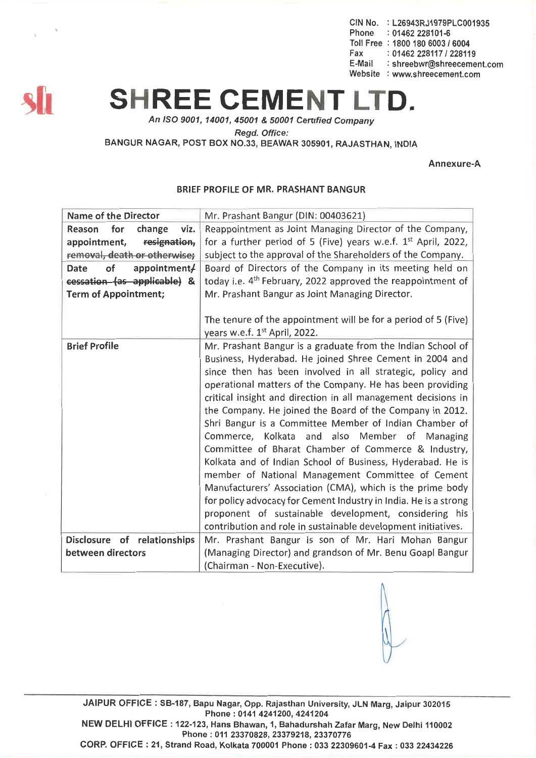CIN No. : L26943RJ1979PLC001935
Phone : 01462 228101-6
Toll Free : 1800 180 6003 / 6004
Fax : 01462 228117 / 228119
E-Mail : shreebwr@shreecement.com
Website : www.shreecement.com

# SHREE CEMENT LTD.

*An ISO 9001, 14001, 45001 & 50001 Certified Company*

*Regd. Office:*

BANGUR NAGAR, POST BOX NO.33, BEAWAR 305901, RAJASTHAN, INDIA

**Annexure-A**

**BRIEF PROFILE OF MR. PRASHANT BANGUR**

| | |
|---|---|
| **Name of the Director** | Mr. Prashant Bangur (DIN: 00403621) |
| **Reason for change viz. appointment, ~~resignation, removal, death or otherwise;~~** | Reappointment as Joint Managing Director of the Company, for a further period of 5 (Five) years w.e.f. 1st April, 2022, subject to the approval of the Shareholders of the Company. |
| **Date of appointment/ ~~cessation (as applicable)~~ & Term of Appointment;** | Board of Directors of the Company in its meeting held on today i.e. 4th February, 2022 approved the reappointment of Mr. Prashant Bangur as Joint Managing Director.<br><br>The tenure of the appointment will be for a period of 5 (Five) years w.e.f. 1st April, 2022. |
| **Brief Profile** | Mr. Prashant Bangur is a graduate from the Indian School of Business, Hyderabad. He joined Shree Cement in 2004 and since then has been involved in all strategic, policy and operational matters of the Company. He has been providing critical insight and direction in all management decisions in the Company. He joined the Board of the Company in 2012. Shri Bangur is a Committee Member of Indian Chamber of Commerce, Kolkata and also Member of Managing Committee of Bharat Chamber of Commerce & Industry, Kolkata and of Indian School of Business, Hyderabad. He is member of National Management Committee of Cement Manufacturers' Association (CMA), which is the prime body for policy advocacy for Cement Industry in India. He is a strong proponent of sustainable development, considering his contribution and role in sustainable development initiatives. |
| **Disclosure of relationships between directors** | Mr. Prashant Bangur is son of Mr. Hari Mohan Bangur (Managing Director) and grandson of Mr. Benu Goapl Bangur (Chairman - Non-Executive). |

JAIPUR OFFICE : SB-187, Bapu Nagar, Opp. Rajasthan University, JLN Marg, Jaipur 302015
Phone : 0141 4241200, 4241204
NEW DELHI OFFICE : 122-123, Hans Bhawan, 1, Bahadurshah Zafar Marg, New Delhi 110002
Phone : 011 23370828, 23379218, 23370776
CORP. OFFICE : 21, Strand Road, Kolkata 700001 Phone : 033 22309601-4 Fax : 033 22434226